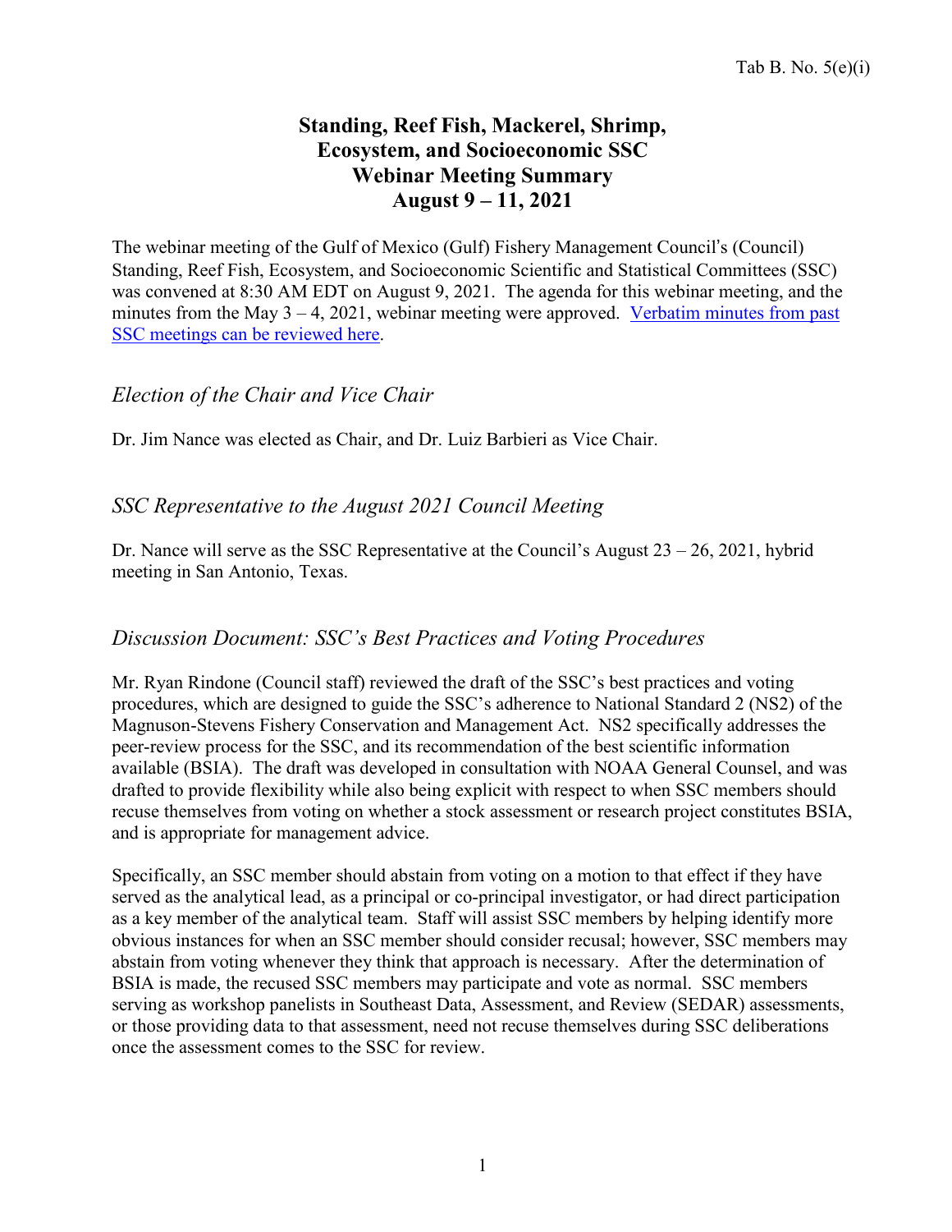Tab B. No. 5(e)(i)

# Standing, Reef Fish, Mackerel, Shrimp, Ecosystem, and Socioeconomic SSC Webinar Meeting Summary August 9 – 11, 2021

The webinar meeting of the Gulf of Mexico (Gulf) Fishery Management Council's (Council) Standing, Reef Fish, Ecosystem, and Socioeconomic Scientific and Statistical Committees (SSC) was convened at 8:30 AM EDT on August 9, 2021. The agenda for this webinar meeting, and the minutes from the May 3 – 4, 2021, webinar meeting were approved. [Verbatim minutes from past SSC meetings can be reviewed here](#).

## *Election of the Chair and Vice Chair*

Dr. Jim Nance was elected as Chair, and Dr. Luiz Barbieri as Vice Chair.

## *SSC Representative to the August 2021 Council Meeting*

Dr. Nance will serve as the SSC Representative at the Council's August 23 – 26, 2021, hybrid meeting in San Antonio, Texas.

## *Discussion Document: SSC's Best Practices and Voting Procedures*

Mr. Ryan Rindone (Council staff) reviewed the draft of the SSC's best practices and voting procedures, which are designed to guide the SSC's adherence to National Standard 2 (NS2) of the Magnuson-Stevens Fishery Conservation and Management Act. NS2 specifically addresses the peer-review process for the SSC, and its recommendation of the best scientific information available (BSIA). The draft was developed in consultation with NOAA General Counsel, and was drafted to provide flexibility while also being explicit with respect to when SSC members should recuse themselves from voting on whether a stock assessment or research project constitutes BSIA, and is appropriate for management advice.

Specifically, an SSC member should abstain from voting on a motion to that effect if they have served as the analytical lead, as a principal or co-principal investigator, or had direct participation as a key member of the analytical team. Staff will assist SSC members by helping identify more obvious instances for when an SSC member should consider recusal; however, SSC members may abstain from voting whenever they think that approach is necessary. After the determination of BSIA is made, the recused SSC members may participate and vote as normal. SSC members serving as workshop panelists in Southeast Data, Assessment, and Review (SEDAR) assessments, or those providing data to that assessment, need not recuse themselves during SSC deliberations once the assessment comes to the SSC for review.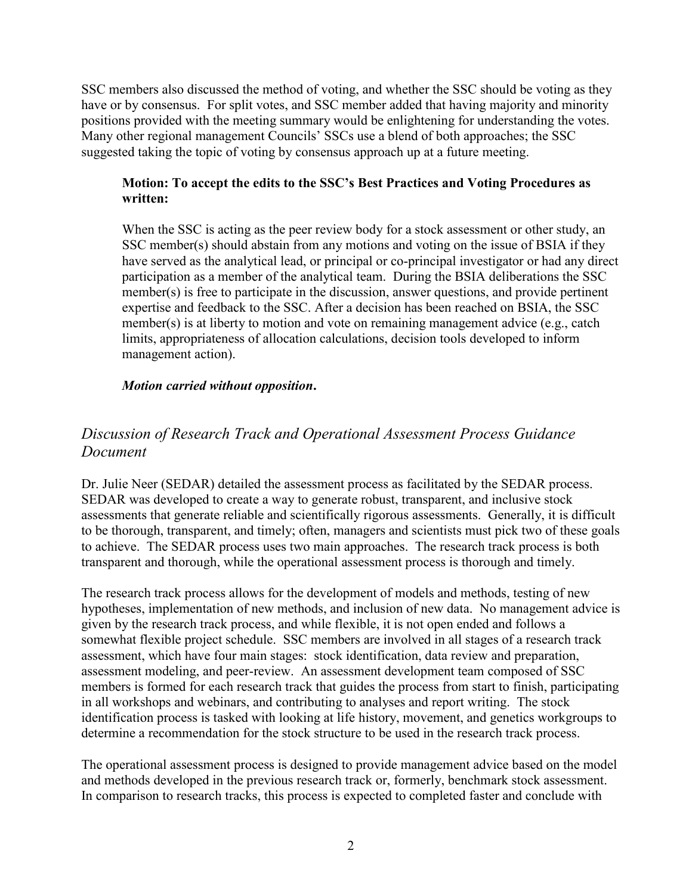SSC members also discussed the method of voting, and whether the SSC should be voting as they have or by consensus. For split votes, and SSC member added that having majority and minority positions provided with the meeting summary would be enlightening for understanding the votes. Many other regional management Councils' SSCs use a blend of both approaches; the SSC suggested taking the topic of voting by consensus approach up at a future meeting.

> **Motion: To accept the edits to the SSC's Best Practices and Voting Procedures as written:**
>
> When the SSC is acting as the peer review body for a stock assessment or other study, an SSC member(s) should abstain from any motions and voting on the issue of BSIA if they have served as the analytical lead, or principal or co-principal investigator or had any direct participation as a member of the analytical team. During the BSIA deliberations the SSC member(s) is free to participate in the discussion, answer questions, and provide pertinent expertise and feedback to the SSC. After a decision has been reached on BSIA, the SSC member(s) is at liberty to motion and vote on remaining management advice (e.g., catch limits, appropriateness of allocation calculations, decision tools developed to inform management action).
>
> ***Motion carried without opposition*.**

## *Discussion of Research Track and Operational Assessment Process Guidance Document*

Dr. Julie Neer (SEDAR) detailed the assessment process as facilitated by the SEDAR process. SEDAR was developed to create a way to generate robust, transparent, and inclusive stock assessments that generate reliable and scientifically rigorous assessments. Generally, it is difficult to be thorough, transparent, and timely; often, managers and scientists must pick two of these goals to achieve. The SEDAR process uses two main approaches. The research track process is both transparent and thorough, while the operational assessment process is thorough and timely.

The research track process allows for the development of models and methods, testing of new hypotheses, implementation of new methods, and inclusion of new data. No management advice is given by the research track process, and while flexible, it is not open ended and follows a somewhat flexible project schedule. SSC members are involved in all stages of a research track assessment, which have four main stages: stock identification, data review and preparation, assessment modeling, and peer-review. An assessment development team composed of SSC members is formed for each research track that guides the process from start to finish, participating in all workshops and webinars, and contributing to analyses and report writing. The stock identification process is tasked with looking at life history, movement, and genetics workgroups to determine a recommendation for the stock structure to be used in the research track process.

The operational assessment process is designed to provide management advice based on the model and methods developed in the previous research track or, formerly, benchmark stock assessment. In comparison to research tracks, this process is expected to completed faster and conclude with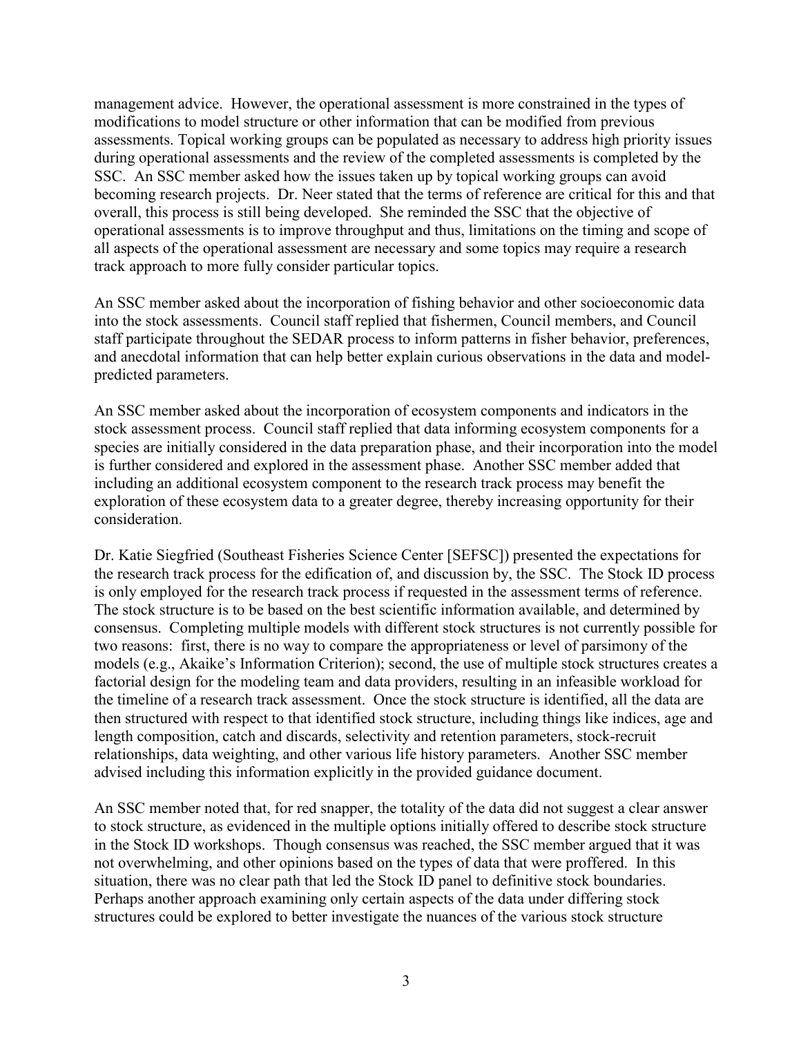management advice. However, the operational assessment is more constrained in the types of modifications to model structure or other information that can be modified from previous assessments. Topical working groups can be populated as necessary to address high priority issues during operational assessments and the review of the completed assessments is completed by the SSC. An SSC member asked how the issues taken up by topical working groups can avoid becoming research projects. Dr. Neer stated that the terms of reference are critical for this and that overall, this process is still being developed. She reminded the SSC that the objective of operational assessments is to improve throughput and thus, limitations on the timing and scope of all aspects of the operational assessment are necessary and some topics may require a research track approach to more fully consider particular topics.

An SSC member asked about the incorporation of fishing behavior and other socioeconomic data into the stock assessments. Council staff replied that fishermen, Council members, and Council staff participate throughout the SEDAR process to inform patterns in fisher behavior, preferences, and anecdotal information that can help better explain curious observations in the data and model-predicted parameters.

An SSC member asked about the incorporation of ecosystem components and indicators in the stock assessment process. Council staff replied that data informing ecosystem components for a species are initially considered in the data preparation phase, and their incorporation into the model is further considered and explored in the assessment phase. Another SSC member added that including an additional ecosystem component to the research track process may benefit the exploration of these ecosystem data to a greater degree, thereby increasing opportunity for their consideration.

Dr. Katie Siegfried (Southeast Fisheries Science Center [SEFSC]) presented the expectations for the research track process for the edification of, and discussion by, the SSC. The Stock ID process is only employed for the research track process if requested in the assessment terms of reference. The stock structure is to be based on the best scientific information available, and determined by consensus. Completing multiple models with different stock structures is not currently possible for two reasons: first, there is no way to compare the appropriateness or level of parsimony of the models (e.g., Akaike's Information Criterion); second, the use of multiple stock structures creates a factorial design for the modeling team and data providers, resulting in an infeasible workload for the timeline of a research track assessment. Once the stock structure is identified, all the data are then structured with respect to that identified stock structure, including things like indices, age and length composition, catch and discards, selectivity and retention parameters, stock-recruit relationships, data weighting, and other various life history parameters. Another SSC member advised including this information explicitly in the provided guidance document.

An SSC member noted that, for red snapper, the totality of the data did not suggest a clear answer to stock structure, as evidenced in the multiple options initially offered to describe stock structure in the Stock ID workshops. Though consensus was reached, the SSC member argued that it was not overwhelming, and other opinions based on the types of data that were proffered. In this situation, there was no clear path that led the Stock ID panel to definitive stock boundaries. Perhaps another approach examining only certain aspects of the data under differing stock structures could be explored to better investigate the nuances of the various stock structure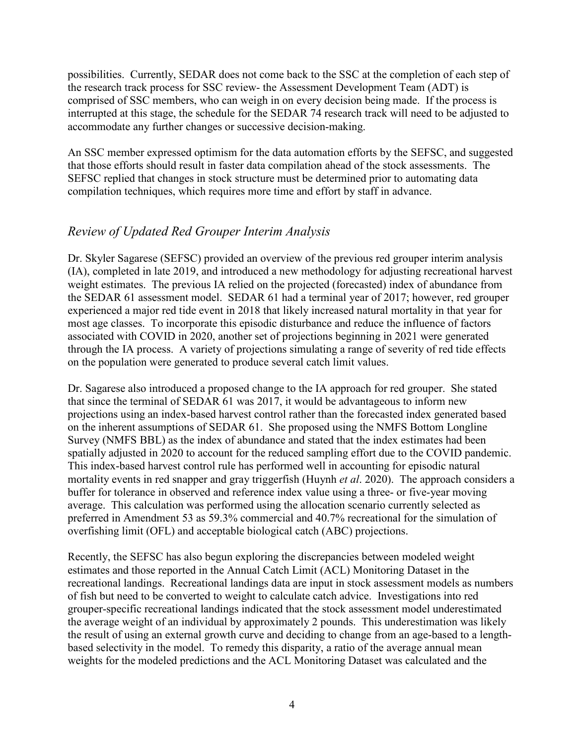possibilities. Currently, SEDAR does not come back to the SSC at the completion of each step of the research track process for SSC review- the Assessment Development Team (ADT) is comprised of SSC members, who can weigh in on every decision being made. If the process is interrupted at this stage, the schedule for the SEDAR 74 research track will need to be adjusted to accommodate any further changes or successive decision-making.

An SSC member expressed optimism for the data automation efforts by the SEFSC, and suggested that those efforts should result in faster data compilation ahead of the stock assessments. The SEFSC replied that changes in stock structure must be determined prior to automating data compilation techniques, which requires more time and effort by staff in advance.

## *Review of Updated Red Grouper Interim Analysis*

Dr. Skyler Sagarese (SEFSC) provided an overview of the previous red grouper interim analysis (IA), completed in late 2019, and introduced a new methodology for adjusting recreational harvest weight estimates. The previous IA relied on the projected (forecasted) index of abundance from the SEDAR 61 assessment model. SEDAR 61 had a terminal year of 2017; however, red grouper experienced a major red tide event in 2018 that likely increased natural mortality in that year for most age classes. To incorporate this episodic disturbance and reduce the influence of factors associated with COVID in 2020, another set of projections beginning in 2021 were generated through the IA process. A variety of projections simulating a range of severity of red tide effects on the population were generated to produce several catch limit values.

Dr. Sagarese also introduced a proposed change to the IA approach for red grouper. She stated that since the terminal of SEDAR 61 was 2017, it would be advantageous to inform new projections using an index-based harvest control rather than the forecasted index generated based on the inherent assumptions of SEDAR 61. She proposed using the NMFS Bottom Longline Survey (NMFS BBL) as the index of abundance and stated that the index estimates had been spatially adjusted in 2020 to account for the reduced sampling effort due to the COVID pandemic. This index-based harvest control rule has performed well in accounting for episodic natural mortality events in red snapper and gray triggerfish (Huynh *et al*. 2020). The approach considers a buffer for tolerance in observed and reference index value using a three- or five-year moving average. This calculation was performed using the allocation scenario currently selected as preferred in Amendment 53 as 59.3% commercial and 40.7% recreational for the simulation of overfishing limit (OFL) and acceptable biological catch (ABC) projections.

Recently, the SEFSC has also begun exploring the discrepancies between modeled weight estimates and those reported in the Annual Catch Limit (ACL) Monitoring Dataset in the recreational landings. Recreational landings data are input in stock assessment models as numbers of fish but need to be converted to weight to calculate catch advice. Investigations into red grouper-specific recreational landings indicated that the stock assessment model underestimated the average weight of an individual by approximately 2 pounds. This underestimation was likely the result of using an external growth curve and deciding to change from an age-based to a length-based selectivity in the model. To remedy this disparity, a ratio of the average annual mean weights for the modeled predictions and the ACL Monitoring Dataset was calculated and the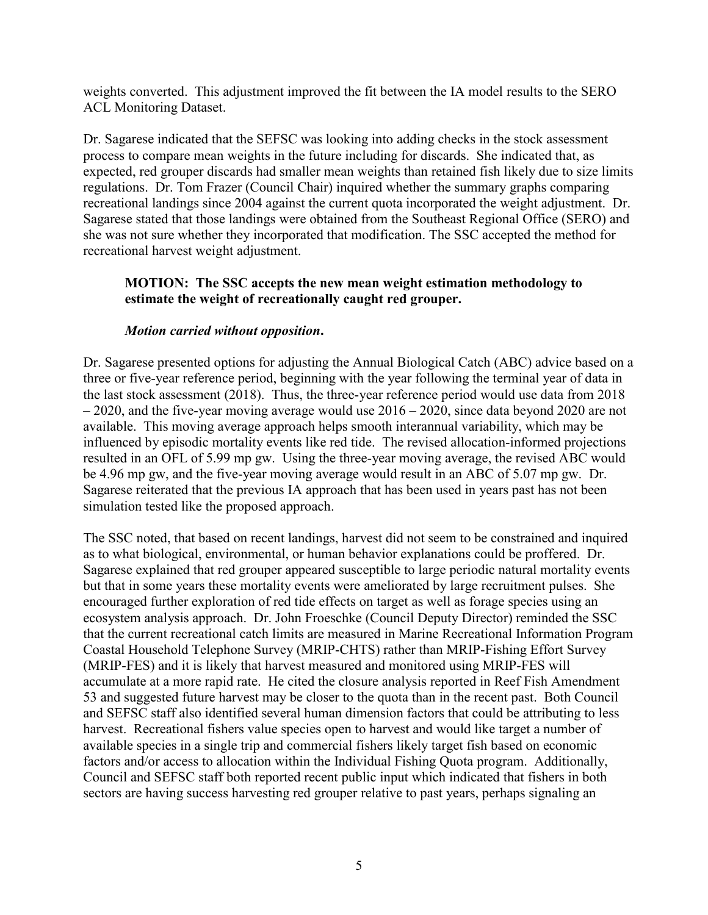weights converted. This adjustment improved the fit between the IA model results to the SERO ACL Monitoring Dataset.

Dr. Sagarese indicated that the SEFSC was looking into adding checks in the stock assessment process to compare mean weights in the future including for discards. She indicated that, as expected, red grouper discards had smaller mean weights than retained fish likely due to size limits regulations. Dr. Tom Frazer (Council Chair) inquired whether the summary graphs comparing recreational landings since 2004 against the current quota incorporated the weight adjustment. Dr. Sagarese stated that those landings were obtained from the Southeast Regional Office (SERO) and she was not sure whether they incorporated that modification. The SSC accepted the method for recreational harvest weight adjustment.

**MOTION: The SSC accepts the new mean weight estimation methodology to estimate the weight of recreationally caught red grouper.**

***Motion carried without opposition*.**

Dr. Sagarese presented options for adjusting the Annual Biological Catch (ABC) advice based on a three or five-year reference period, beginning with the year following the terminal year of data in the last stock assessment (2018). Thus, the three-year reference period would use data from 2018 – 2020, and the five-year moving average would use 2016 – 2020, since data beyond 2020 are not available. This moving average approach helps smooth interannual variability, which may be influenced by episodic mortality events like red tide. The revised allocation-informed projections resulted in an OFL of 5.99 mp gw. Using the three-year moving average, the revised ABC would be 4.96 mp gw, and the five-year moving average would result in an ABC of 5.07 mp gw. Dr. Sagarese reiterated that the previous IA approach that has been used in years past has not been simulation tested like the proposed approach.

The SSC noted, that based on recent landings, harvest did not seem to be constrained and inquired as to what biological, environmental, or human behavior explanations could be proffered. Dr. Sagarese explained that red grouper appeared susceptible to large periodic natural mortality events but that in some years these mortality events were ameliorated by large recruitment pulses. She encouraged further exploration of red tide effects on target as well as forage species using an ecosystem analysis approach. Dr. John Froeschke (Council Deputy Director) reminded the SSC that the current recreational catch limits are measured in Marine Recreational Information Program Coastal Household Telephone Survey (MRIP-CHTS) rather than MRIP-Fishing Effort Survey (MRIP-FES) and it is likely that harvest measured and monitored using MRIP-FES will accumulate at a more rapid rate. He cited the closure analysis reported in Reef Fish Amendment 53 and suggested future harvest may be closer to the quota than in the recent past. Both Council and SEFSC staff also identified several human dimension factors that could be attributing to less harvest. Recreational fishers value species open to harvest and would like target a number of available species in a single trip and commercial fishers likely target fish based on economic factors and/or access to allocation within the Individual Fishing Quota program. Additionally, Council and SEFSC staff both reported recent public input which indicated that fishers in both sectors are having success harvesting red grouper relative to past years, perhaps signaling an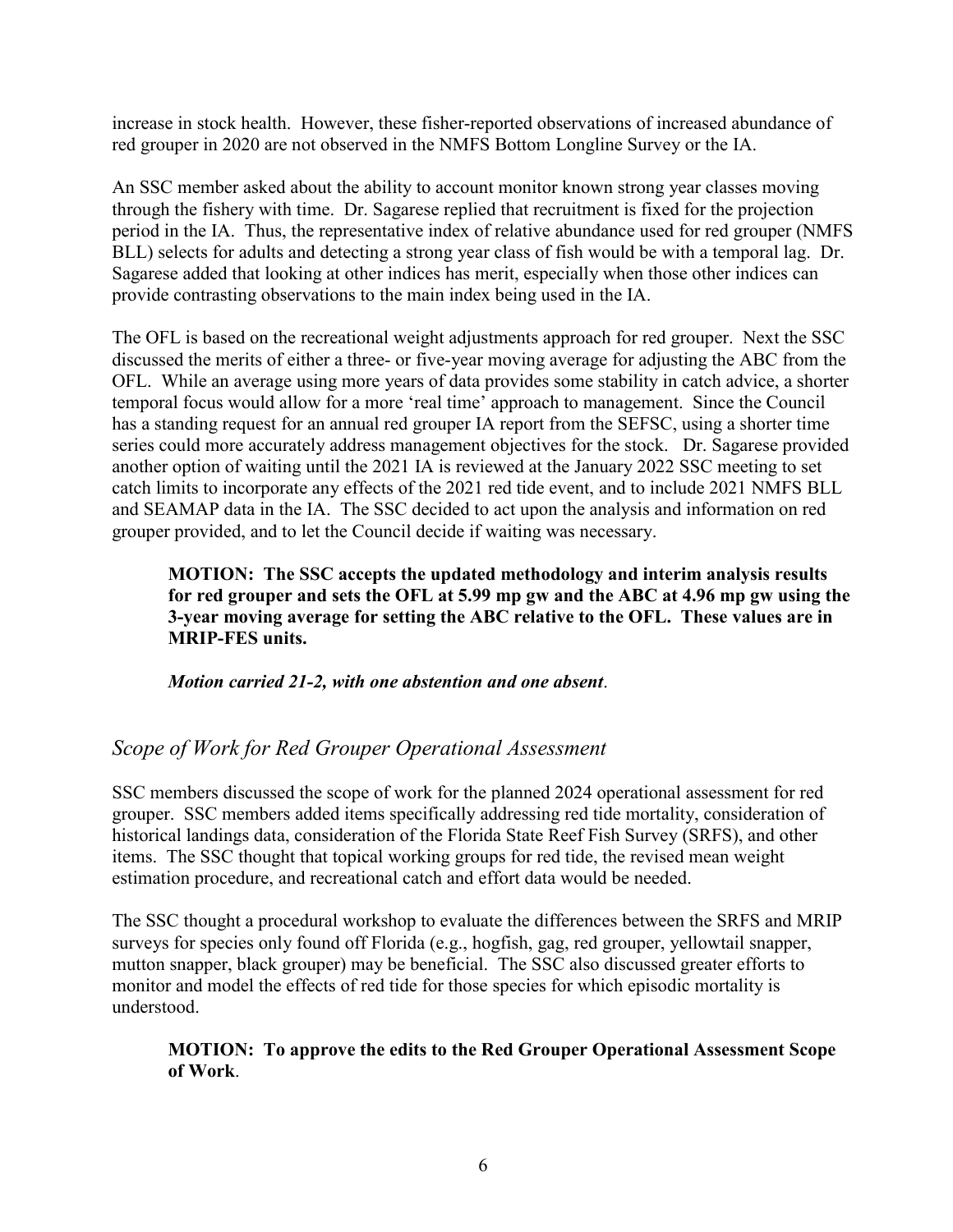increase in stock health. However, these fisher-reported observations of increased abundance of red grouper in 2020 are not observed in the NMFS Bottom Longline Survey or the IA.

An SSC member asked about the ability to account monitor known strong year classes moving through the fishery with time. Dr. Sagarese replied that recruitment is fixed for the projection period in the IA. Thus, the representative index of relative abundance used for red grouper (NMFS BLL) selects for adults and detecting a strong year class of fish would be with a temporal lag. Dr. Sagarese added that looking at other indices has merit, especially when those other indices can provide contrasting observations to the main index being used in the IA.

The OFL is based on the recreational weight adjustments approach for red grouper. Next the SSC discussed the merits of either a three- or five-year moving average for adjusting the ABC from the OFL. While an average using more years of data provides some stability in catch advice, a shorter temporal focus would allow for a more 'real time' approach to management. Since the Council has a standing request for an annual red grouper IA report from the SEFSC, using a shorter time series could more accurately address management objectives for the stock. Dr. Sagarese provided another option of waiting until the 2021 IA is reviewed at the January 2022 SSC meeting to set catch limits to incorporate any effects of the 2021 red tide event, and to include 2021 NMFS BLL and SEAMAP data in the IA. The SSC decided to act upon the analysis and information on red grouper provided, and to let the Council decide if waiting was necessary.

> **MOTION: The SSC accepts the updated methodology and interim analysis results for red grouper and sets the OFL at 5.99 mp gw and the ABC at 4.96 mp gw using the 3-year moving average for setting the ABC relative to the OFL. These values are in MRIP-FES units.**
>
> ***Motion carried 21-2, with one abstention and one absent***.

## *Scope of Work for Red Grouper Operational Assessment*

SSC members discussed the scope of work for the planned 2024 operational assessment for red grouper. SSC members added items specifically addressing red tide mortality, consideration of historical landings data, consideration of the Florida State Reef Fish Survey (SRFS), and other items. The SSC thought that topical working groups for red tide, the revised mean weight estimation procedure, and recreational catch and effort data would be needed.

The SSC thought a procedural workshop to evaluate the differences between the SRFS and MRIP surveys for species only found off Florida (e.g., hogfish, gag, red grouper, yellowtail snapper, mutton snapper, black grouper) may be beneficial. The SSC also discussed greater efforts to monitor and model the effects of red tide for those species for which episodic mortality is understood.

> **MOTION: To approve the edits to the Red Grouper Operational Assessment Scope of Work**.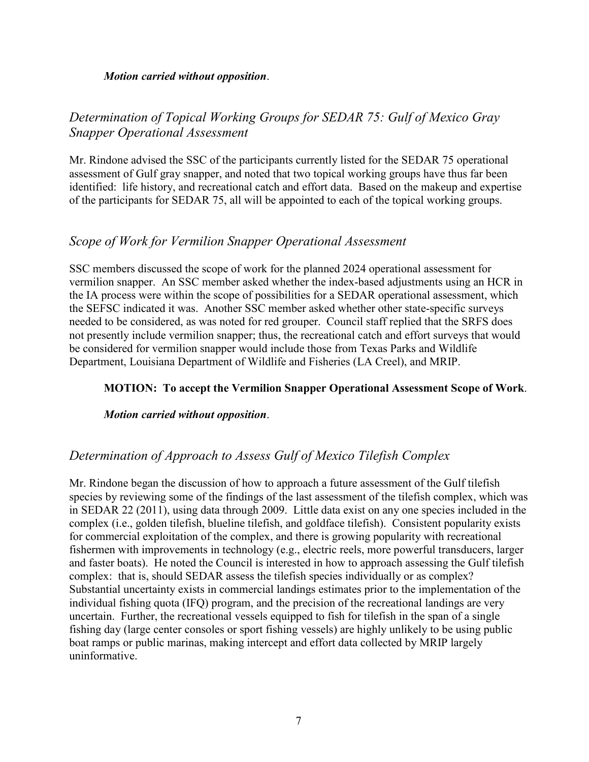***Motion carried without opposition***.

## *Determination of Topical Working Groups for SEDAR 75: Gulf of Mexico Gray Snapper Operational Assessment*

Mr. Rindone advised the SSC of the participants currently listed for the SEDAR 75 operational assessment of Gulf gray snapper, and noted that two topical working groups have thus far been identified: life history, and recreational catch and effort data. Based on the makeup and expertise of the participants for SEDAR 75, all will be appointed to each of the topical working groups.

## *Scope of Work for Vermilion Snapper Operational Assessment*

SSC members discussed the scope of work for the planned 2024 operational assessment for vermilion snapper. An SSC member asked whether the index-based adjustments using an HCR in the IA process were within the scope of possibilities for a SEDAR operational assessment, which the SEFSC indicated it was. Another SSC member asked whether other state-specific surveys needed to be considered, as was noted for red grouper. Council staff replied that the SRFS does not presently include vermilion snapper; thus, the recreational catch and effort surveys that would be considered for vermilion snapper would include those from Texas Parks and Wildlife Department, Louisiana Department of Wildlife and Fisheries (LA Creel), and MRIP.

**MOTION: To accept the Vermilion Snapper Operational Assessment Scope of Work**.

***Motion carried without opposition***.

## *Determination of Approach to Assess Gulf of Mexico Tilefish Complex*

Mr. Rindone began the discussion of how to approach a future assessment of the Gulf tilefish species by reviewing some of the findings of the last assessment of the tilefish complex, which was in SEDAR 22 (2011), using data through 2009. Little data exist on any one species included in the complex (i.e., golden tilefish, blueline tilefish, and goldface tilefish). Consistent popularity exists for commercial exploitation of the complex, and there is growing popularity with recreational fishermen with improvements in technology (e.g., electric reels, more powerful transducers, larger and faster boats). He noted the Council is interested in how to approach assessing the Gulf tilefish complex: that is, should SEDAR assess the tilefish species individually or as complex? Substantial uncertainty exists in commercial landings estimates prior to the implementation of the individual fishing quota (IFQ) program, and the precision of the recreational landings are very uncertain. Further, the recreational vessels equipped to fish for tilefish in the span of a single fishing day (large center consoles or sport fishing vessels) are highly unlikely to be using public boat ramps or public marinas, making intercept and effort data collected by MRIP largely uninformative.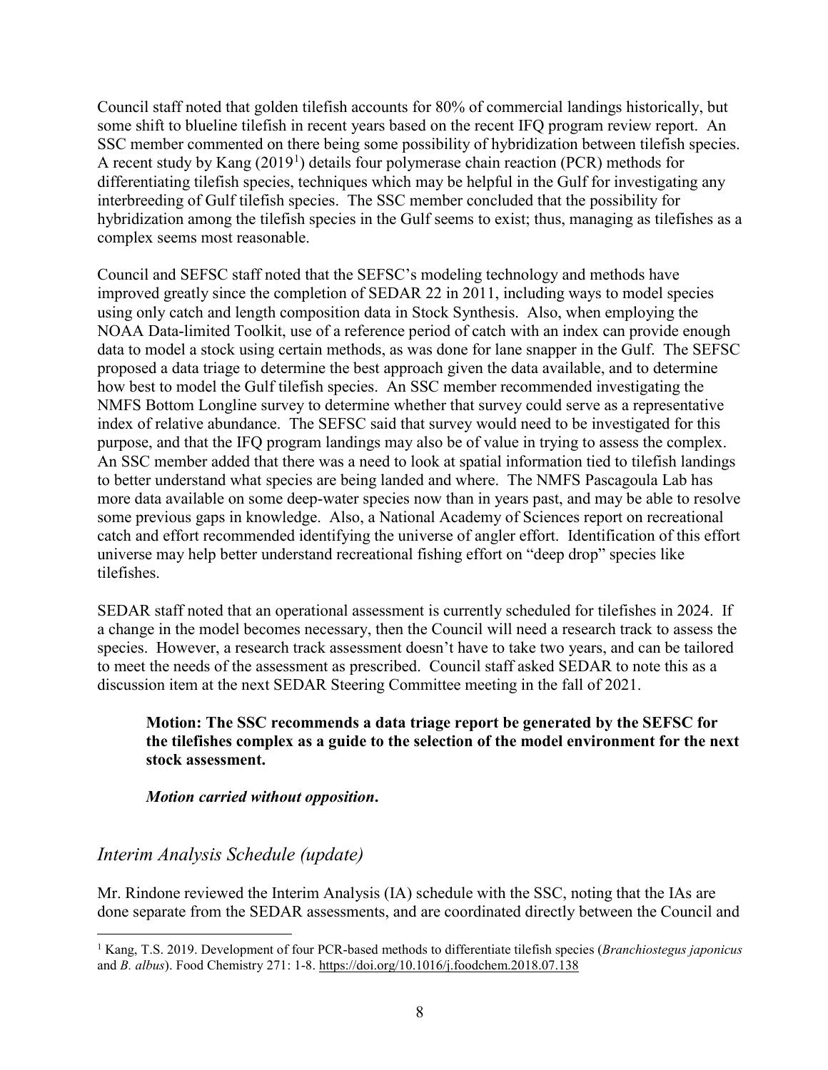Council staff noted that golden tilefish accounts for 80% of commercial landings historically, but some shift to blueline tilefish in recent years based on the recent IFQ program review report. An SSC member commented on there being some possibility of hybridization between tilefish species. A recent study by Kang (2019[1]) details four polymerase chain reaction (PCR) methods for differentiating tilefish species, techniques which may be helpful in the Gulf for investigating any interbreeding of Gulf tilefish species. The SSC member concluded that the possibility for hybridization among the tilefish species in the Gulf seems to exist; thus, managing as tilefishes as a complex seems most reasonable.

Council and SEFSC staff noted that the SEFSC's modeling technology and methods have improved greatly since the completion of SEDAR 22 in 2011, including ways to model species using only catch and length composition data in Stock Synthesis. Also, when employing the NOAA Data-limited Toolkit, use of a reference period of catch with an index can provide enough data to model a stock using certain methods, as was done for lane snapper in the Gulf. The SEFSC proposed a data triage to determine the best approach given the data available, and to determine how best to model the Gulf tilefish species. An SSC member recommended investigating the NMFS Bottom Longline survey to determine whether that survey could serve as a representative index of relative abundance. The SEFSC said that survey would need to be investigated for this purpose, and that the IFQ program landings may also be of value in trying to assess the complex. An SSC member added that there was a need to look at spatial information tied to tilefish landings to better understand what species are being landed and where. The NMFS Pascagoula Lab has more data available on some deep-water species now than in years past, and may be able to resolve some previous gaps in knowledge. Also, a National Academy of Sciences report on recreational catch and effort recommended identifying the universe of angler effort. Identification of this effort universe may help better understand recreational fishing effort on "deep drop" species like tilefishes.

SEDAR staff noted that an operational assessment is currently scheduled for tilefishes in 2024. If a change in the model becomes necessary, then the Council will need a research track to assess the species. However, a research track assessment doesn't have to take two years, and can be tailored to meet the needs of the assessment as prescribed. Council staff asked SEDAR to note this as a discussion item at the next SEDAR Steering Committee meeting in the fall of 2021.

> **Motion: The SSC recommends a data triage report be generated by the SEFSC for the tilefishes complex as a guide to the selection of the model environment for the next stock assessment.**
>
> ***Motion carried without opposition.***

## *Interim Analysis Schedule (update)*

Mr. Rindone reviewed the Interim Analysis (IA) schedule with the SSC, noting that the IAs are done separate from the SEDAR assessments, and are coordinated directly between the Council and

---

[1] Kang, T.S. 2019. Development of four PCR-based methods to differentiate tilefish species (*Branchiostegus japonicus* and *B. albus*). Food Chemistry 271: 1-8. https://doi.org/10.1016/j.foodchem.2018.07.138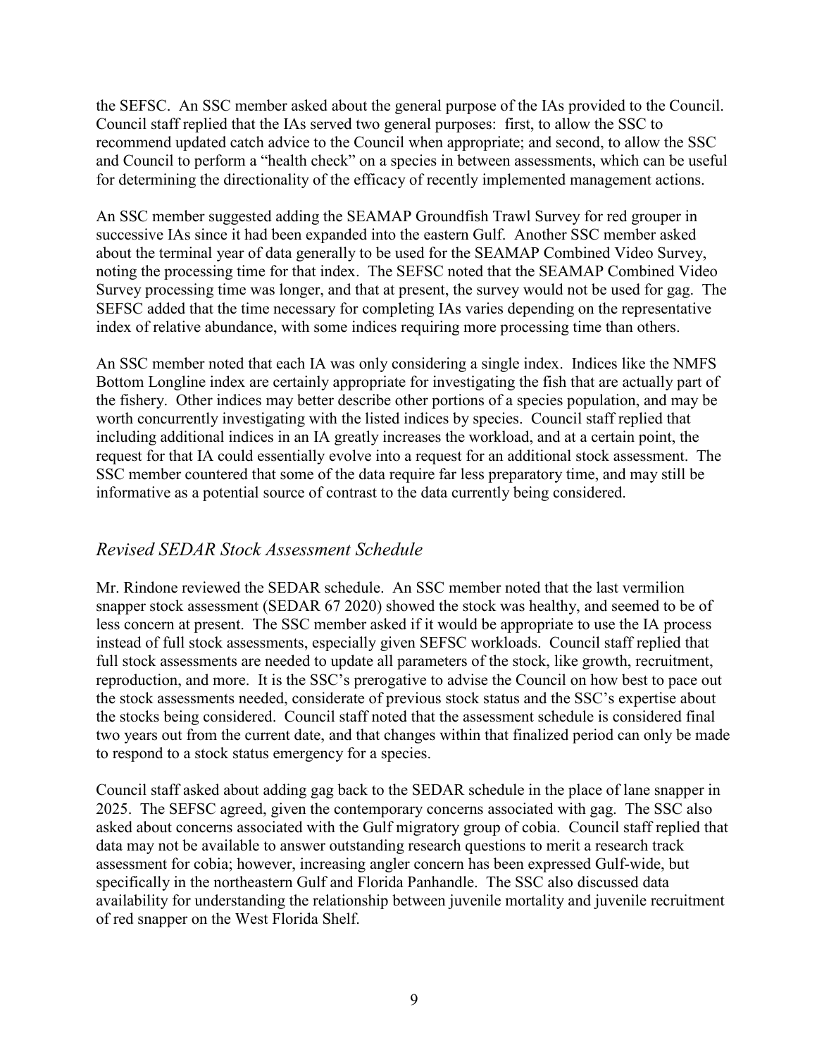the SEFSC. An SSC member asked about the general purpose of the IAs provided to the Council. Council staff replied that the IAs served two general purposes: first, to allow the SSC to recommend updated catch advice to the Council when appropriate; and second, to allow the SSC and Council to perform a "health check" on a species in between assessments, which can be useful for determining the directionality of the efficacy of recently implemented management actions.

An SSC member suggested adding the SEAMAP Groundfish Trawl Survey for red grouper in successive IAs since it had been expanded into the eastern Gulf. Another SSC member asked about the terminal year of data generally to be used for the SEAMAP Combined Video Survey, noting the processing time for that index. The SEFSC noted that the SEAMAP Combined Video Survey processing time was longer, and that at present, the survey would not be used for gag. The SEFSC added that the time necessary for completing IAs varies depending on the representative index of relative abundance, with some indices requiring more processing time than others.

An SSC member noted that each IA was only considering a single index. Indices like the NMFS Bottom Longline index are certainly appropriate for investigating the fish that are actually part of the fishery. Other indices may better describe other portions of a species population, and may be worth concurrently investigating with the listed indices by species. Council staff replied that including additional indices in an IA greatly increases the workload, and at a certain point, the request for that IA could essentially evolve into a request for an additional stock assessment. The SSC member countered that some of the data require far less preparatory time, and may still be informative as a potential source of contrast to the data currently being considered.

## *Revised SEDAR Stock Assessment Schedule*

Mr. Rindone reviewed the SEDAR schedule. An SSC member noted that the last vermilion snapper stock assessment (SEDAR 67 2020) showed the stock was healthy, and seemed to be of less concern at present. The SSC member asked if it would be appropriate to use the IA process instead of full stock assessments, especially given SEFSC workloads. Council staff replied that full stock assessments are needed to update all parameters of the stock, like growth, recruitment, reproduction, and more. It is the SSC's prerogative to advise the Council on how best to pace out the stock assessments needed, considerate of previous stock status and the SSC's expertise about the stocks being considered. Council staff noted that the assessment schedule is considered final two years out from the current date, and that changes within that finalized period can only be made to respond to a stock status emergency for a species.

Council staff asked about adding gag back to the SEDAR schedule in the place of lane snapper in 2025. The SEFSC agreed, given the contemporary concerns associated with gag. The SSC also asked about concerns associated with the Gulf migratory group of cobia. Council staff replied that data may not be available to answer outstanding research questions to merit a research track assessment for cobia; however, increasing angler concern has been expressed Gulf-wide, but specifically in the northeastern Gulf and Florida Panhandle. The SSC also discussed data availability for understanding the relationship between juvenile mortality and juvenile recruitment of red snapper on the West Florida Shelf.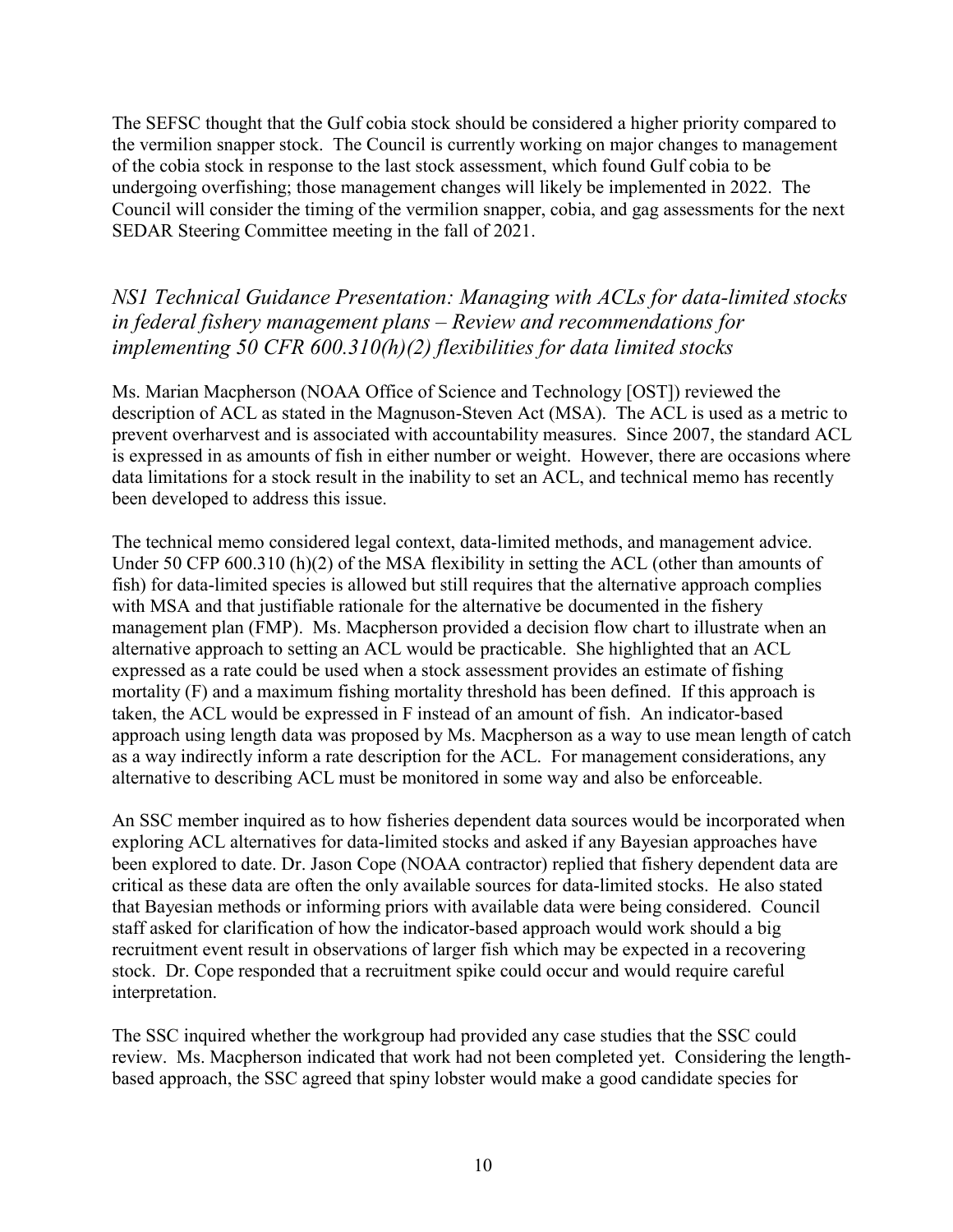The SEFSC thought that the Gulf cobia stock should be considered a higher priority compared to the vermilion snapper stock. The Council is currently working on major changes to management of the cobia stock in response to the last stock assessment, which found Gulf cobia to be undergoing overfishing; those management changes will likely be implemented in 2022. The Council will consider the timing of the vermilion snapper, cobia, and gag assessments for the next SEDAR Steering Committee meeting in the fall of 2021.

### *NS1 Technical Guidance Presentation: Managing with ACLs for data-limited stocks in federal fishery management plans – Review and recommendations for implementing 50 CFR 600.310(h)(2) flexibilities for data limited stocks*

Ms. Marian Macpherson (NOAA Office of Science and Technology [OST]) reviewed the description of ACL as stated in the Magnuson-Steven Act (MSA). The ACL is used as a metric to prevent overharvest and is associated with accountability measures. Since 2007, the standard ACL is expressed in as amounts of fish in either number or weight. However, there are occasions where data limitations for a stock result in the inability to set an ACL, and technical memo has recently been developed to address this issue.

The technical memo considered legal context, data-limited methods, and management advice. Under 50 CFP 600.310 (h)(2) of the MSA flexibility in setting the ACL (other than amounts of fish) for data-limited species is allowed but still requires that the alternative approach complies with MSA and that justifiable rationale for the alternative be documented in the fishery management plan (FMP). Ms. Macpherson provided a decision flow chart to illustrate when an alternative approach to setting an ACL would be practicable. She highlighted that an ACL expressed as a rate could be used when a stock assessment provides an estimate of fishing mortality (F) and a maximum fishing mortality threshold has been defined. If this approach is taken, the ACL would be expressed in F instead of an amount of fish. An indicator-based approach using length data was proposed by Ms. Macpherson as a way to use mean length of catch as a way indirectly inform a rate description for the ACL. For management considerations, any alternative to describing ACL must be monitored in some way and also be enforceable.

An SSC member inquired as to how fisheries dependent data sources would be incorporated when exploring ACL alternatives for data-limited stocks and asked if any Bayesian approaches have been explored to date. Dr. Jason Cope (NOAA contractor) replied that fishery dependent data are critical as these data are often the only available sources for data-limited stocks. He also stated that Bayesian methods or informing priors with available data were being considered. Council staff asked for clarification of how the indicator-based approach would work should a big recruitment event result in observations of larger fish which may be expected in a recovering stock. Dr. Cope responded that a recruitment spike could occur and would require careful interpretation.

The SSC inquired whether the workgroup had provided any case studies that the SSC could review. Ms. Macpherson indicated that work had not been completed yet. Considering the length-based approach, the SSC agreed that spiny lobster would make a good candidate species for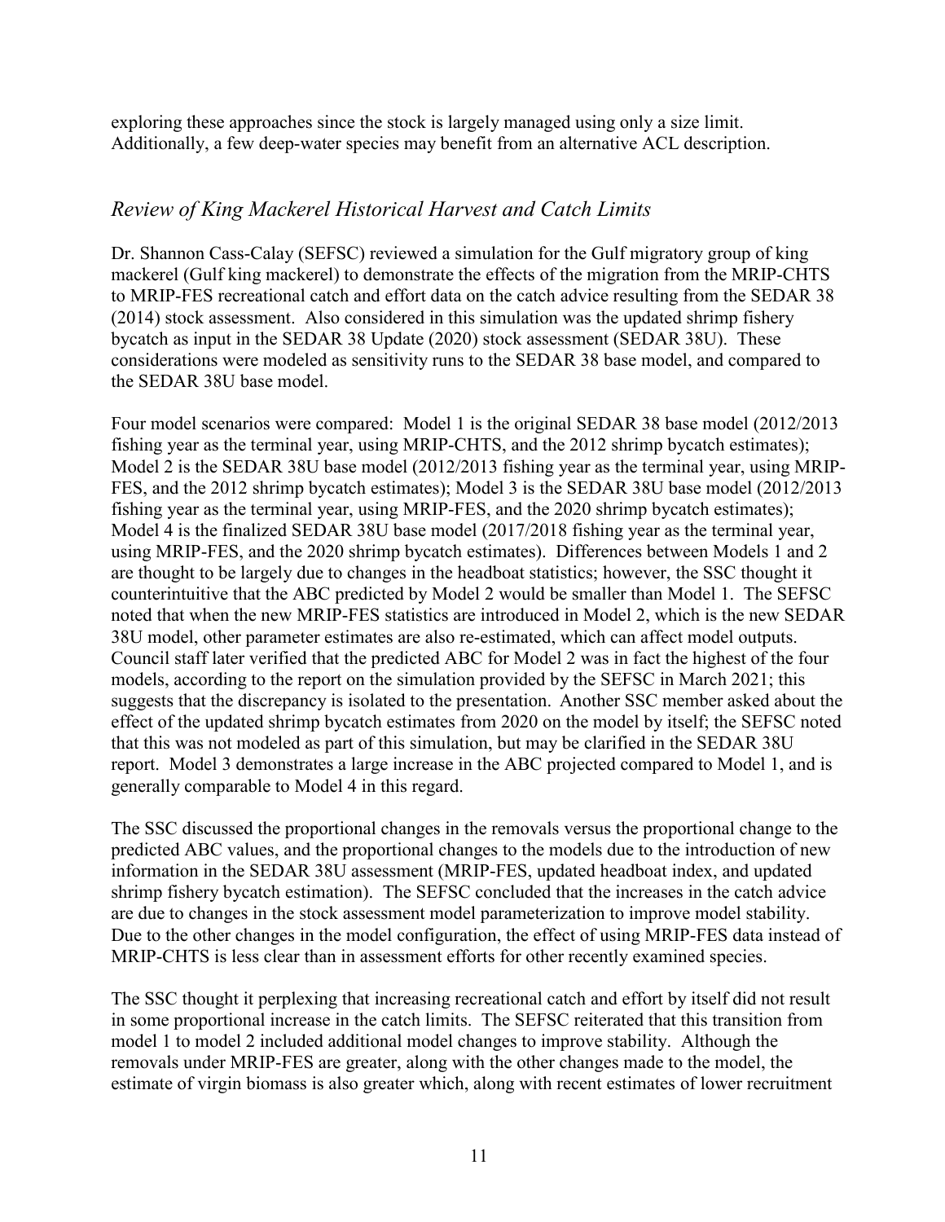exploring these approaches since the stock is largely managed using only a size limit. Additionally, a few deep-water species may benefit from an alternative ACL description.

## *Review of King Mackerel Historical Harvest and Catch Limits*

Dr. Shannon Cass-Calay (SEFSC) reviewed a simulation for the Gulf migratory group of king mackerel (Gulf king mackerel) to demonstrate the effects of the migration from the MRIP-CHTS to MRIP-FES recreational catch and effort data on the catch advice resulting from the SEDAR 38 (2014) stock assessment. Also considered in this simulation was the updated shrimp fishery bycatch as input in the SEDAR 38 Update (2020) stock assessment (SEDAR 38U). These considerations were modeled as sensitivity runs to the SEDAR 38 base model, and compared to the SEDAR 38U base model.

Four model scenarios were compared: Model 1 is the original SEDAR 38 base model (2012/2013 fishing year as the terminal year, using MRIP-CHTS, and the 2012 shrimp bycatch estimates); Model 2 is the SEDAR 38U base model (2012/2013 fishing year as the terminal year, using MRIP-FES, and the 2012 shrimp bycatch estimates); Model 3 is the SEDAR 38U base model (2012/2013 fishing year as the terminal year, using MRIP-FES, and the 2020 shrimp bycatch estimates); Model 4 is the finalized SEDAR 38U base model (2017/2018 fishing year as the terminal year, using MRIP-FES, and the 2020 shrimp bycatch estimates). Differences between Models 1 and 2 are thought to be largely due to changes in the headboat statistics; however, the SSC thought it counterintuitive that the ABC predicted by Model 2 would be smaller than Model 1. The SEFSC noted that when the new MRIP-FES statistics are introduced in Model 2, which is the new SEDAR 38U model, other parameter estimates are also re-estimated, which can affect model outputs. Council staff later verified that the predicted ABC for Model 2 was in fact the highest of the four models, according to the report on the simulation provided by the SEFSC in March 2021; this suggests that the discrepancy is isolated to the presentation. Another SSC member asked about the effect of the updated shrimp bycatch estimates from 2020 on the model by itself; the SEFSC noted that this was not modeled as part of this simulation, but may be clarified in the SEDAR 38U report. Model 3 demonstrates a large increase in the ABC projected compared to Model 1, and is generally comparable to Model 4 in this regard.

The SSC discussed the proportional changes in the removals versus the proportional change to the predicted ABC values, and the proportional changes to the models due to the introduction of new information in the SEDAR 38U assessment (MRIP-FES, updated headboat index, and updated shrimp fishery bycatch estimation). The SEFSC concluded that the increases in the catch advice are due to changes in the stock assessment model parameterization to improve model stability. Due to the other changes in the model configuration, the effect of using MRIP-FES data instead of MRIP-CHTS is less clear than in assessment efforts for other recently examined species.

The SSC thought it perplexing that increasing recreational catch and effort by itself did not result in some proportional increase in the catch limits. The SEFSC reiterated that this transition from model 1 to model 2 included additional model changes to improve stability. Although the removals under MRIP-FES are greater, along with the other changes made to the model, the estimate of virgin biomass is also greater which, along with recent estimates of lower recruitment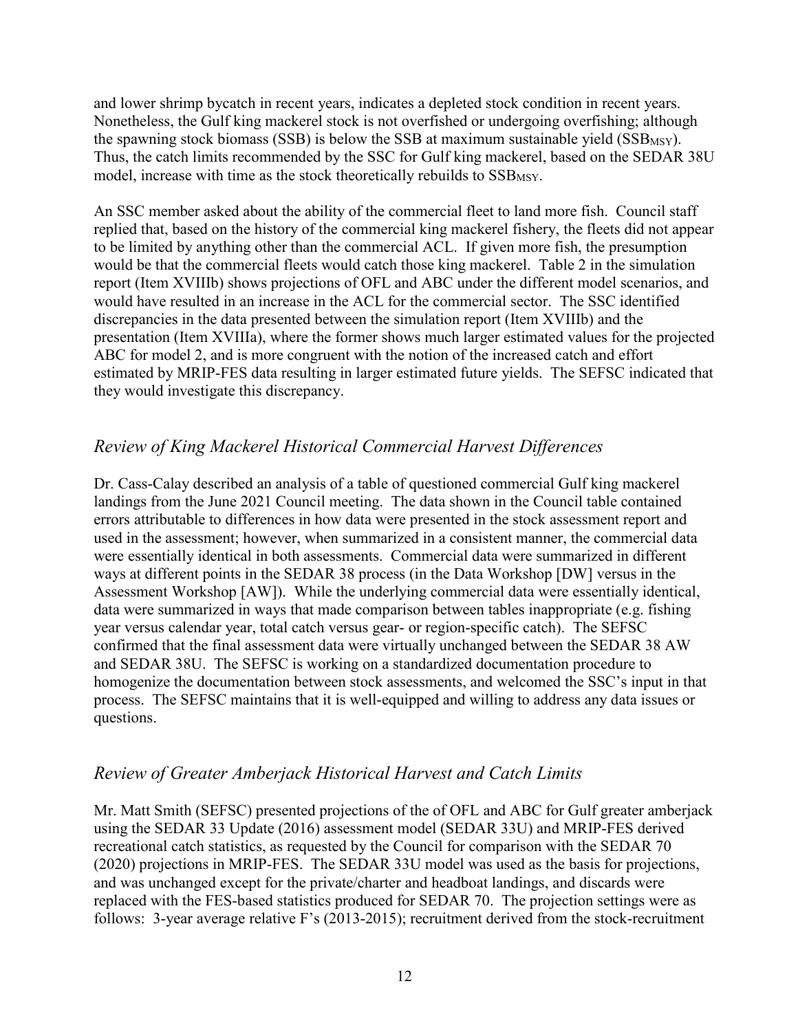and lower shrimp bycatch in recent years, indicates a depleted stock condition in recent years. Nonetheless, the Gulf king mackerel stock is not overfished or undergoing overfishing; although the spawning stock biomass (SSB) is below the SSB at maximum sustainable yield ($SSB_{MSY}$). Thus, the catch limits recommended by the SSC for Gulf king mackerel, based on the SEDAR 38U model, increase with time as the stock theoretically rebuilds to $SSB_{MSY}$.

An SSC member asked about the ability of the commercial fleet to land more fish. Council staff replied that, based on the history of the commercial king mackerel fishery, the fleets did not appear to be limited by anything other than the commercial ACL. If given more fish, the presumption would be that the commercial fleets would catch those king mackerel. Table 2 in the simulation report (Item XVIIIb) shows projections of OFL and ABC under the different model scenarios, and would have resulted in an increase in the ACL for the commercial sector. The SSC identified discrepancies in the data presented between the simulation report (Item XVIIIb) and the presentation (Item XVIIIa), where the former shows much larger estimated values for the projected ABC for model 2, and is more congruent with the notion of the increased catch and effort estimated by MRIP-FES data resulting in larger estimated future yields. The SEFSC indicated that they would investigate this discrepancy.

## *Review of King Mackerel Historical Commercial Harvest Differences*

Dr. Cass-Calay described an analysis of a table of questioned commercial Gulf king mackerel landings from the June 2021 Council meeting. The data shown in the Council table contained errors attributable to differences in how data were presented in the stock assessment report and used in the assessment; however, when summarized in a consistent manner, the commercial data were essentially identical in both assessments. Commercial data were summarized in different ways at different points in the SEDAR 38 process (in the Data Workshop [DW] versus in the Assessment Workshop [AW]). While the underlying commercial data were essentially identical, data were summarized in ways that made comparison between tables inappropriate (e.g. fishing year versus calendar year, total catch versus gear- or region-specific catch). The SEFSC confirmed that the final assessment data were virtually unchanged between the SEDAR 38 AW and SEDAR 38U. The SEFSC is working on a standardized documentation procedure to homogenize the documentation between stock assessments, and welcomed the SSC's input in that process. The SEFSC maintains that it is well-equipped and willing to address any data issues or questions.

## *Review of Greater Amberjack Historical Harvest and Catch Limits*

Mr. Matt Smith (SEFSC) presented projections of the of OFL and ABC for Gulf greater amberjack using the SEDAR 33 Update (2016) assessment model (SEDAR 33U) and MRIP-FES derived recreational catch statistics, as requested by the Council for comparison with the SEDAR 70 (2020) projections in MRIP-FES. The SEDAR 33U model was used as the basis for projections, and was unchanged except for the private/charter and headboat landings, and discards were replaced with the FES-based statistics produced for SEDAR 70. The projection settings were as follows: 3-year average relative F's (2013-2015); recruitment derived from the stock-recruitment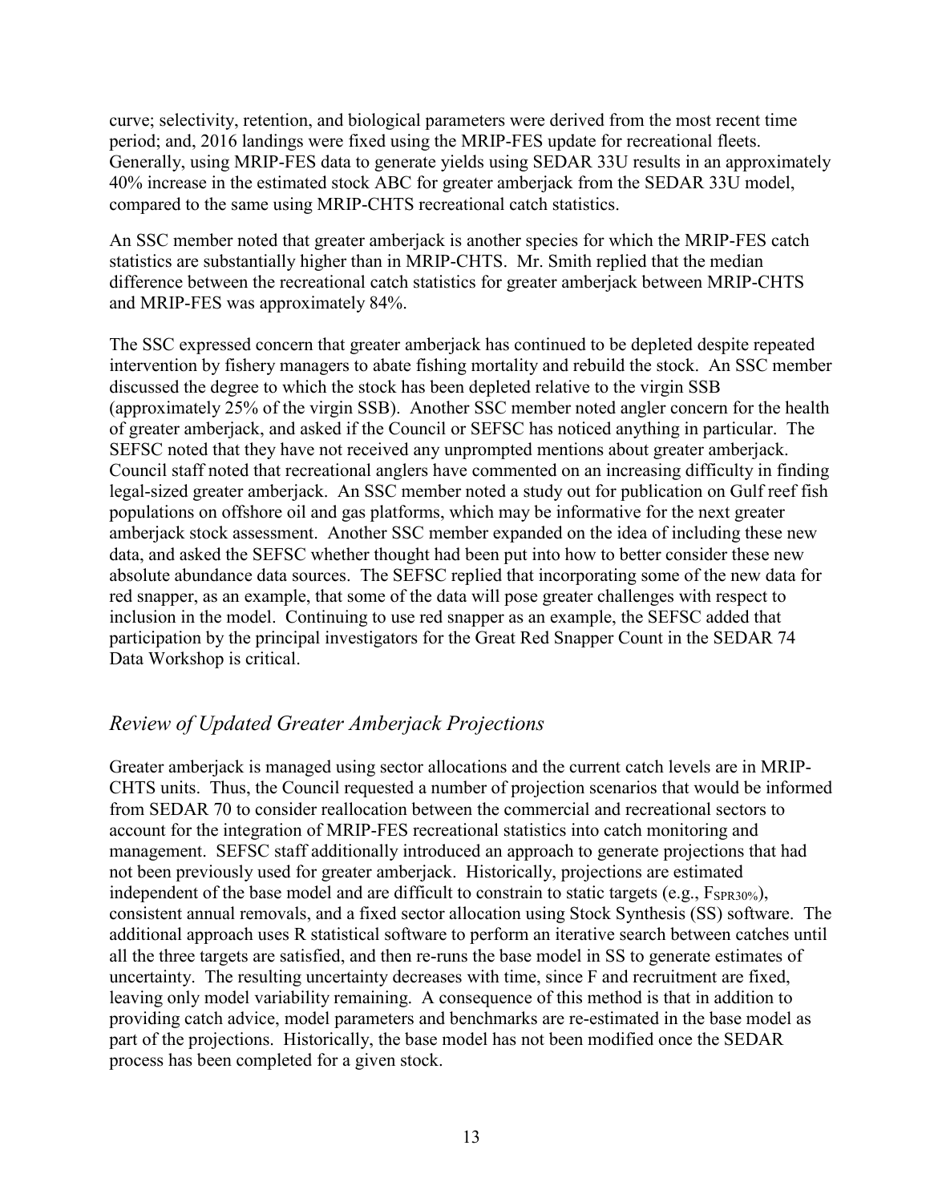curve; selectivity, retention, and biological parameters were derived from the most recent time period; and, 2016 landings were fixed using the MRIP-FES update for recreational fleets. Generally, using MRIP-FES data to generate yields using SEDAR 33U results in an approximately 40% increase in the estimated stock ABC for greater amberjack from the SEDAR 33U model, compared to the same using MRIP-CHTS recreational catch statistics.

An SSC member noted that greater amberjack is another species for which the MRIP-FES catch statistics are substantially higher than in MRIP-CHTS. Mr. Smith replied that the median difference between the recreational catch statistics for greater amberjack between MRIP-CHTS and MRIP-FES was approximately 84%.

The SSC expressed concern that greater amberjack has continued to be depleted despite repeated intervention by fishery managers to abate fishing mortality and rebuild the stock. An SSC member discussed the degree to which the stock has been depleted relative to the virgin SSB (approximately 25% of the virgin SSB). Another SSC member noted angler concern for the health of greater amberjack, and asked if the Council or SEFSC has noticed anything in particular. The SEFSC noted that they have not received any unprompted mentions about greater amberjack. Council staff noted that recreational anglers have commented on an increasing difficulty in finding legal-sized greater amberjack. An SSC member noted a study out for publication on Gulf reef fish populations on offshore oil and gas platforms, which may be informative for the next greater amberjack stock assessment. Another SSC member expanded on the idea of including these new data, and asked the SEFSC whether thought had been put into how to better consider these new absolute abundance data sources. The SEFSC replied that incorporating some of the new data for red snapper, as an example, that some of the data will pose greater challenges with respect to inclusion in the model. Continuing to use red snapper as an example, the SEFSC added that participation by the principal investigators for the Great Red Snapper Count in the SEDAR 74 Data Workshop is critical.

## *Review of Updated Greater Amberjack Projections*

Greater amberjack is managed using sector allocations and the current catch levels are in MRIP-CHTS units. Thus, the Council requested a number of projection scenarios that would be informed from SEDAR 70 to consider reallocation between the commercial and recreational sectors to account for the integration of MRIP-FES recreational statistics into catch monitoring and management. SEFSC staff additionally introduced an approach to generate projections that had not been previously used for greater amberjack. Historically, projections are estimated independent of the base model and are difficult to constrain to static targets (e.g., $F_{SPR30\%}$), consistent annual removals, and a fixed sector allocation using Stock Synthesis (SS) software. The additional approach uses R statistical software to perform an iterative search between catches until all the three targets are satisfied, and then re-runs the base model in SS to generate estimates of uncertainty. The resulting uncertainty decreases with time, since F and recruitment are fixed, leaving only model variability remaining. A consequence of this method is that in addition to providing catch advice, model parameters and benchmarks are re-estimated in the base model as part of the projections. Historically, the base model has not been modified once the SEDAR process has been completed for a given stock.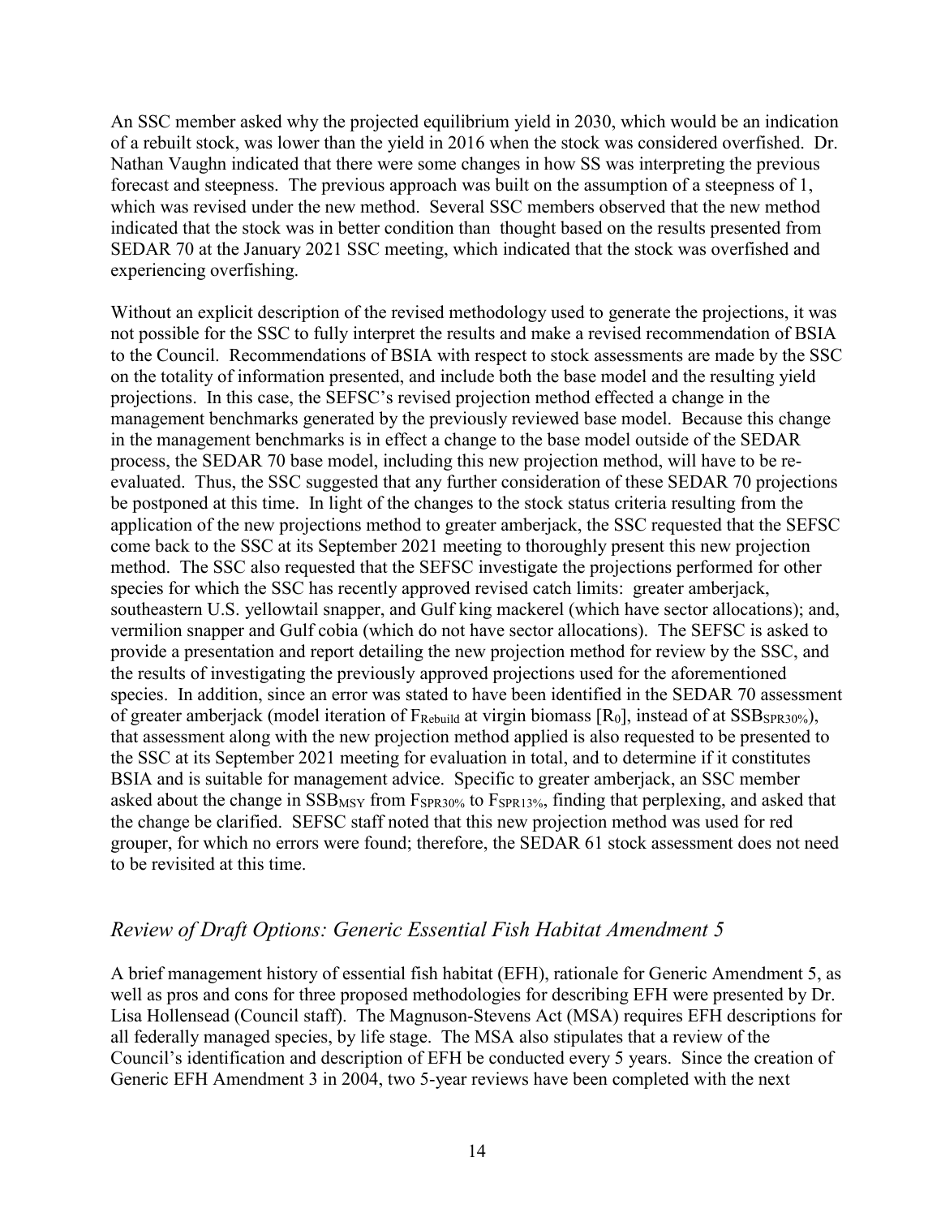An SSC member asked why the projected equilibrium yield in 2030, which would be an indication of a rebuilt stock, was lower than the yield in 2016 when the stock was considered overfished. Dr. Nathan Vaughn indicated that there were some changes in how SS was interpreting the previous forecast and steepness. The previous approach was built on the assumption of a steepness of 1, which was revised under the new method. Several SSC members observed that the new method indicated that the stock was in better condition than thought based on the results presented from SEDAR 70 at the January 2021 SSC meeting, which indicated that the stock was overfished and experiencing overfishing.

Without an explicit description of the revised methodology used to generate the projections, it was not possible for the SSC to fully interpret the results and make a revised recommendation of BSIA to the Council. Recommendations of BSIA with respect to stock assessments are made by the SSC on the totality of information presented, and include both the base model and the resulting yield projections. In this case, the SEFSC's revised projection method effected a change in the management benchmarks generated by the previously reviewed base model. Because this change in the management benchmarks is in effect a change to the base model outside of the SEDAR process, the SEDAR 70 base model, including this new projection method, will have to be re-evaluated. Thus, the SSC suggested that any further consideration of these SEDAR 70 projections be postponed at this time. In light of the changes to the stock status criteria resulting from the application of the new projections method to greater amberjack, the SSC requested that the SEFSC come back to the SSC at its September 2021 meeting to thoroughly present this new projection method. The SSC also requested that the SEFSC investigate the projections performed for other species for which the SSC has recently approved revised catch limits: greater amberjack, southeastern U.S. yellowtail snapper, and Gulf king mackerel (which have sector allocations); and, vermilion snapper and Gulf cobia (which do not have sector allocations). The SEFSC is asked to provide a presentation and report detailing the new projection method for review by the SSC, and the results of investigating the previously approved projections used for the aforementioned species. In addition, since an error was stated to have been identified in the SEDAR 70 assessment of greater amberjack (model iteration of $F_{Rebuild}$ at virgin biomass [$R_0$], instead of at $SSB_{SPR30\%}$), that assessment along with the new projection method applied is also requested to be presented to the SSC at its September 2021 meeting for evaluation in total, and to determine if it constitutes BSIA and is suitable for management advice. Specific to greater amberjack, an SSC member asked about the change in $SSB_{MSY}$ from $F_{SPR30\%}$ to $F_{SPR13\%}$, finding that perplexing, and asked that the change be clarified. SEFSC staff noted that this new projection method was used for red grouper, for which no errors were found; therefore, the SEDAR 61 stock assessment does not need to be revisited at this time.

## *Review of Draft Options: Generic Essential Fish Habitat Amendment 5*

A brief management history of essential fish habitat (EFH), rationale for Generic Amendment 5, as well as pros and cons for three proposed methodologies for describing EFH were presented by Dr. Lisa Hollensead (Council staff). The Magnuson-Stevens Act (MSA) requires EFH descriptions for all federally managed species, by life stage. The MSA also stipulates that a review of the Council's identification and description of EFH be conducted every 5 years. Since the creation of Generic EFH Amendment 3 in 2004, two 5-year reviews have been completed with the next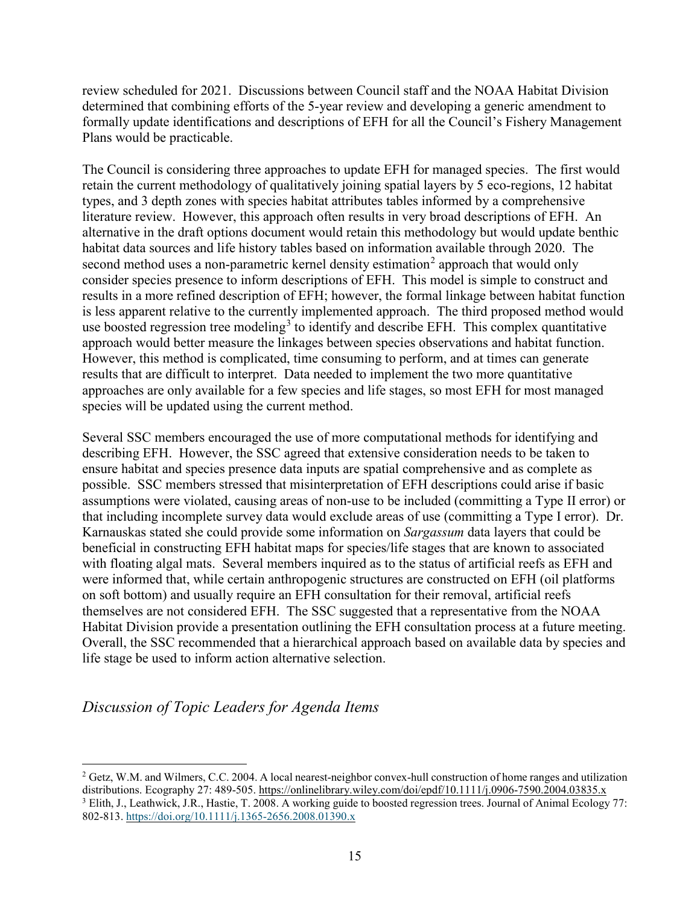review scheduled for 2021. Discussions between Council staff and the NOAA Habitat Division determined that combining efforts of the 5-year review and developing a generic amendment to formally update identifications and descriptions of EFH for all the Council's Fishery Management Plans would be practicable.

The Council is considering three approaches to update EFH for managed species. The first would retain the current methodology of qualitatively joining spatial layers by 5 eco-regions, 12 habitat types, and 3 depth zones with species habitat attributes tables informed by a comprehensive literature review. However, this approach often results in very broad descriptions of EFH. An alternative in the draft options document would retain this methodology but would update benthic habitat data sources and life history tables based on information available through 2020. The second method uses a non-parametric kernel density estimation[2] approach that would only consider species presence to inform descriptions of EFH. This model is simple to construct and results in a more refined description of EFH; however, the formal linkage between habitat function is less apparent relative to the currently implemented approach. The third proposed method would use boosted regression tree modeling[3] to identify and describe EFH. This complex quantitative approach would better measure the linkages between species observations and habitat function. However, this method is complicated, time consuming to perform, and at times can generate results that are difficult to interpret. Data needed to implement the two more quantitative approaches are only available for a few species and life stages, so most EFH for most managed species will be updated using the current method.

Several SSC members encouraged the use of more computational methods for identifying and describing EFH. However, the SSC agreed that extensive consideration needs to be taken to ensure habitat and species presence data inputs are spatial comprehensive and as complete as possible. SSC members stressed that misinterpretation of EFH descriptions could arise if basic assumptions were violated, causing areas of non-use to be included (committing a Type II error) or that including incomplete survey data would exclude areas of use (committing a Type I error). Dr. Karnauskas stated she could provide some information on *Sargassum* data layers that could be beneficial in constructing EFH habitat maps for species/life stages that are known to associated with floating algal mats. Several members inquired as to the status of artificial reefs as EFH and were informed that, while certain anthropogenic structures are constructed on EFH (oil platforms on soft bottom) and usually require an EFH consultation for their removal, artificial reefs themselves are not considered EFH. The SSC suggested that a representative from the NOAA Habitat Division provide a presentation outlining the EFH consultation process at a future meeting. Overall, the SSC recommended that a hierarchical approach based on available data by species and life stage be used to inform action alternative selection.

## *Discussion of Topic Leaders for Agenda Items*

---

[2] Getz, W.M. and Wilmers, C.C. 2004. A local nearest-neighbor convex-hull construction of home ranges and utilization distributions. Ecography 27: 489-505. https://onlinelibrary.wiley.com/doi/epdf/10.1111/j.0906-7590.2004.03835.x

[3] Elith, J., Leathwick, J.R., Hastie, T. 2008. A working guide to boosted regression trees. Journal of Animal Ecology 77: 802-813. https://doi.org/10.1111/j.1365-2656.2008.01390.x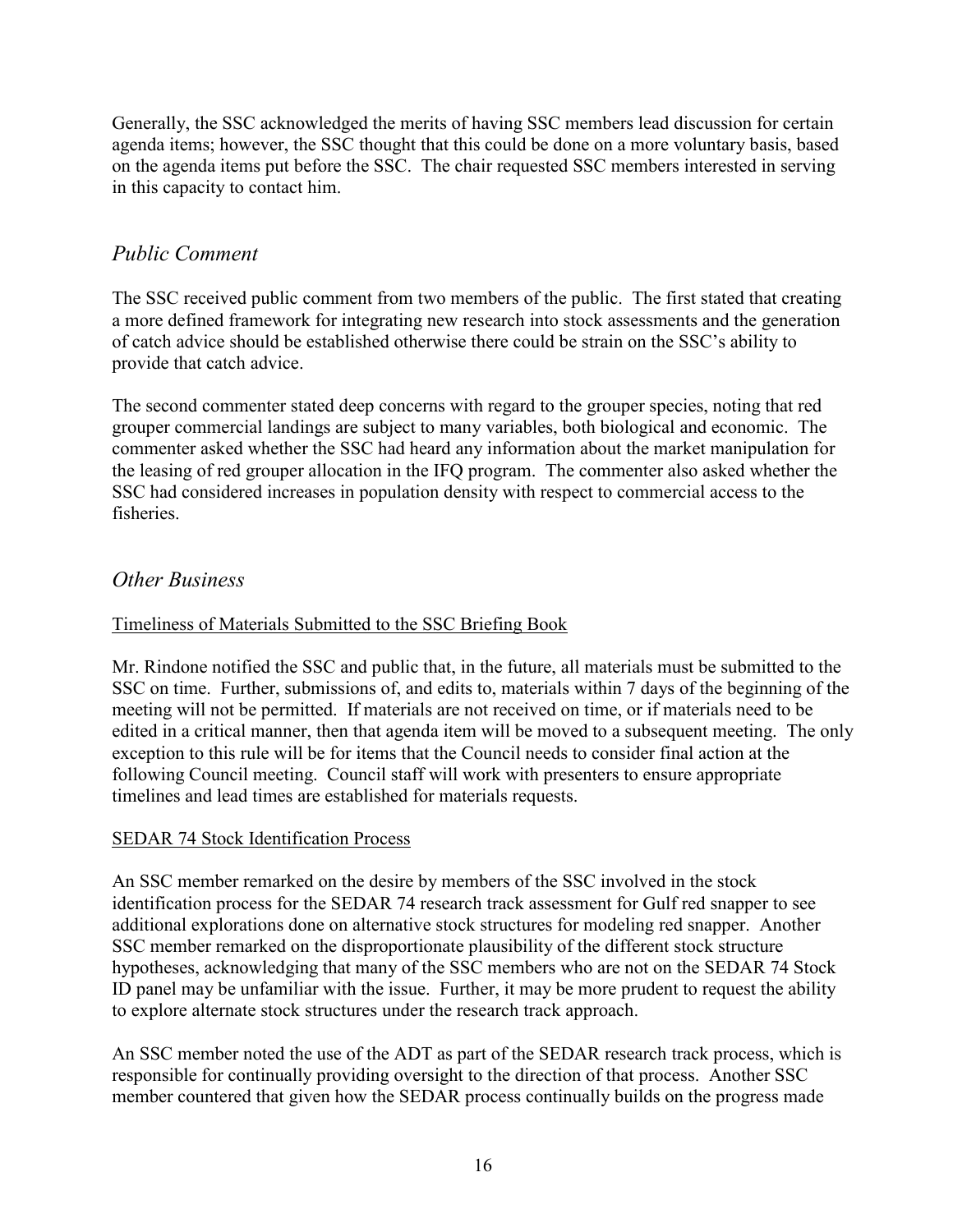Generally, the SSC acknowledged the merits of having SSC members lead discussion for certain agenda items; however, the SSC thought that this could be done on a more voluntary basis, based on the agenda items put before the SSC. The chair requested SSC members interested in serving in this capacity to contact him.

## *Public Comment*

The SSC received public comment from two members of the public. The first stated that creating a more defined framework for integrating new research into stock assessments and the generation of catch advice should be established otherwise there could be strain on the SSC's ability to provide that catch advice.

The second commenter stated deep concerns with regard to the grouper species, noting that red grouper commercial landings are subject to many variables, both biological and economic. The commenter asked whether the SSC had heard any information about the market manipulation for the leasing of red grouper allocation in the IFQ program. The commenter also asked whether the SSC had considered increases in population density with respect to commercial access to the fisheries.

## *Other Business*

### Timeliness of Materials Submitted to the SSC Briefing Book

Mr. Rindone notified the SSC and public that, in the future, all materials must be submitted to the SSC on time. Further, submissions of, and edits to, materials within 7 days of the beginning of the meeting will not be permitted. If materials are not received on time, or if materials need to be edited in a critical manner, then that agenda item will be moved to a subsequent meeting. The only exception to this rule will be for items that the Council needs to consider final action at the following Council meeting. Council staff will work with presenters to ensure appropriate timelines and lead times are established for materials requests.

### SEDAR 74 Stock Identification Process

An SSC member remarked on the desire by members of the SSC involved in the stock identification process for the SEDAR 74 research track assessment for Gulf red snapper to see additional explorations done on alternative stock structures for modeling red snapper. Another SSC member remarked on the disproportionate plausibility of the different stock structure hypotheses, acknowledging that many of the SSC members who are not on the SEDAR 74 Stock ID panel may be unfamiliar with the issue. Further, it may be more prudent to request the ability to explore alternate stock structures under the research track approach.

An SSC member noted the use of the ADT as part of the SEDAR research track process, which is responsible for continually providing oversight to the direction of that process. Another SSC member countered that given how the SEDAR process continually builds on the progress made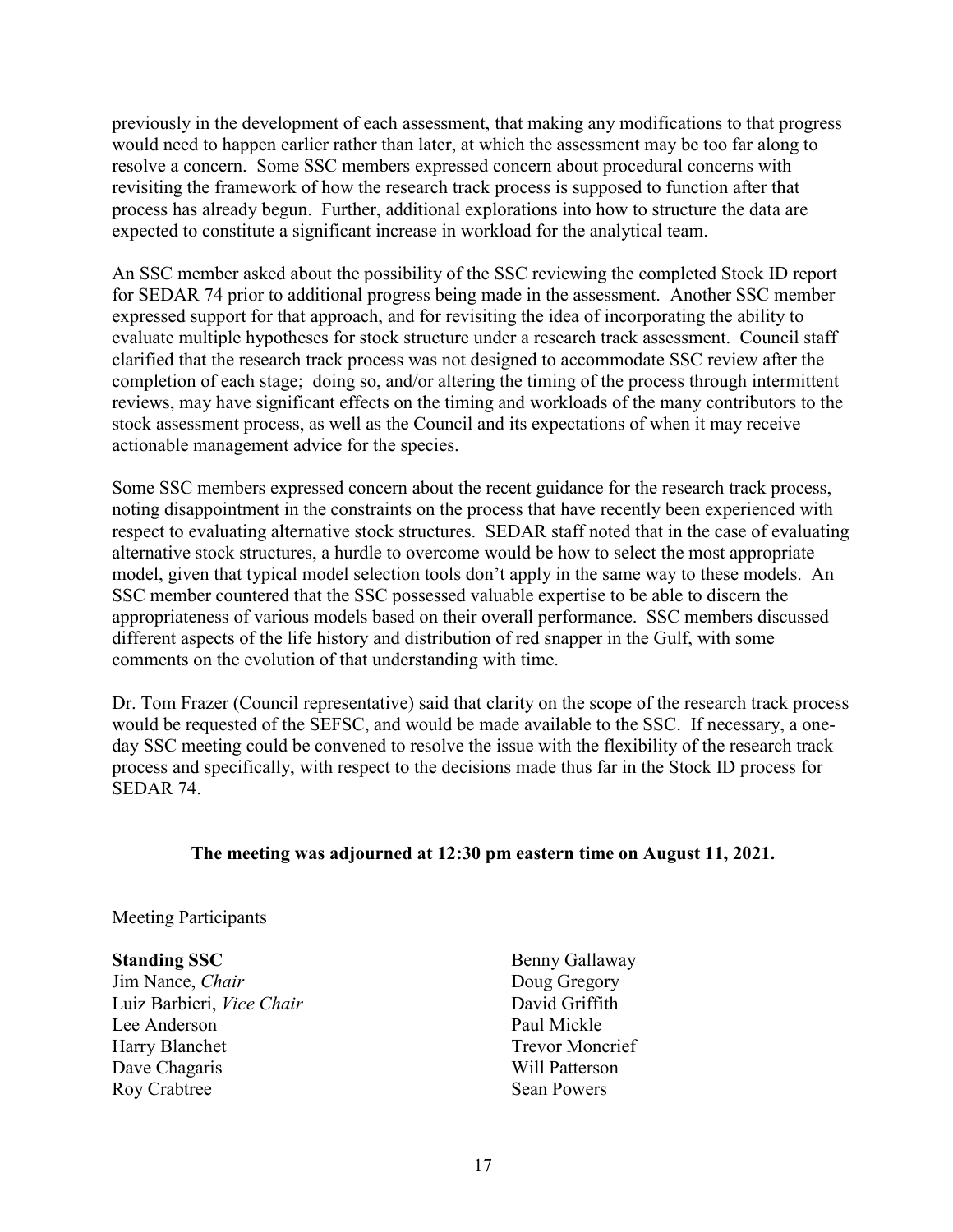previously in the development of each assessment, that making any modifications to that progress would need to happen earlier rather than later, at which the assessment may be too far along to resolve a concern. Some SSC members expressed concern about procedural concerns with revisiting the framework of how the research track process is supposed to function after that process has already begun. Further, additional explorations into how to structure the data are expected to constitute a significant increase in workload for the analytical team.

An SSC member asked about the possibility of the SSC reviewing the completed Stock ID report for SEDAR 74 prior to additional progress being made in the assessment. Another SSC member expressed support for that approach, and for revisiting the idea of incorporating the ability to evaluate multiple hypotheses for stock structure under a research track assessment. Council staff clarified that the research track process was not designed to accommodate SSC review after the completion of each stage; doing so, and/or altering the timing of the process through intermittent reviews, may have significant effects on the timing and workloads of the many contributors to the stock assessment process, as well as the Council and its expectations of when it may receive actionable management advice for the species.

Some SSC members expressed concern about the recent guidance for the research track process, noting disappointment in the constraints on the process that have recently been experienced with respect to evaluating alternative stock structures. SEDAR staff noted that in the case of evaluating alternative stock structures, a hurdle to overcome would be how to select the most appropriate model, given that typical model selection tools don't apply in the same way to these models. An SSC member countered that the SSC possessed valuable expertise to be able to discern the appropriateness of various models based on their overall performance. SSC members discussed different aspects of the life history and distribution of red snapper in the Gulf, with some comments on the evolution of that understanding with time.

Dr. Tom Frazer (Council representative) said that clarity on the scope of the research track process would be requested of the SEFSC, and would be made available to the SSC. If necessary, a one-day SSC meeting could be convened to resolve the issue with the flexibility of the research track process and specifically, with respect to the decisions made thus far in the Stock ID process for SEDAR 74.

**The meeting was adjourned at 12:30 pm eastern time on August 11, 2021.**

<u>Meeting Participants</u>

**Standing SSC**
Jim Nance, *Chair*
Luiz Barbieri, *Vice Chair*
Lee Anderson
Harry Blanchet
Dave Chagaris
Roy Crabtree
Benny Gallaway
Doug Gregory
David Griffith
Paul Mickle
Trevor Moncrief
Will Patterson
Sean Powers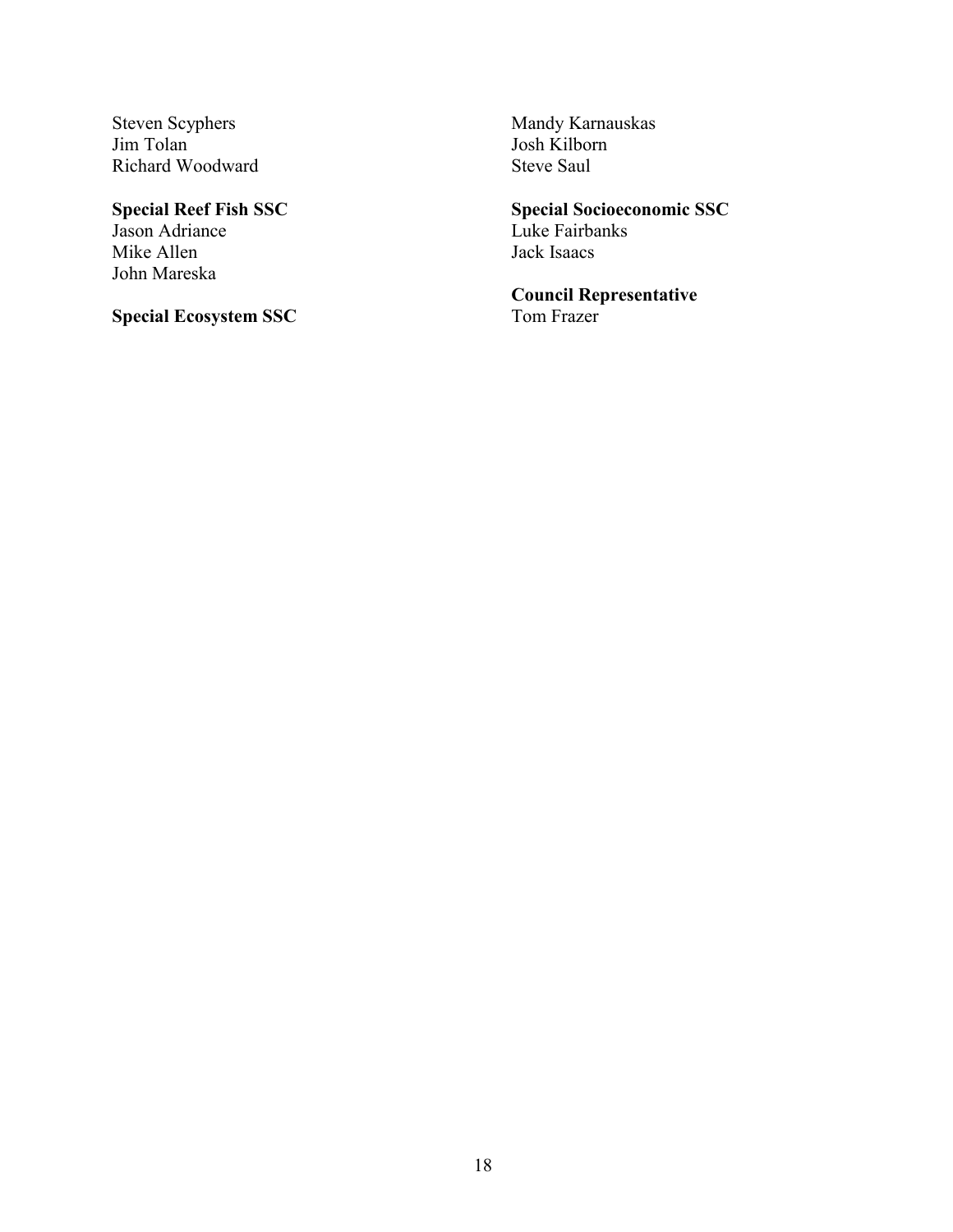Steven Scyphers
Jim Tolan
Richard Woodward

**Special Reef Fish SSC**
Jason Adriance
Mike Allen
John Mareska

**Special Ecosystem SSC**
Mandy Karnauskas
Josh Kilborn
Steve Saul

**Special Socioeconomic SSC**
Luke Fairbanks
Jack Isaacs

**Council Representative**
Tom Frazer